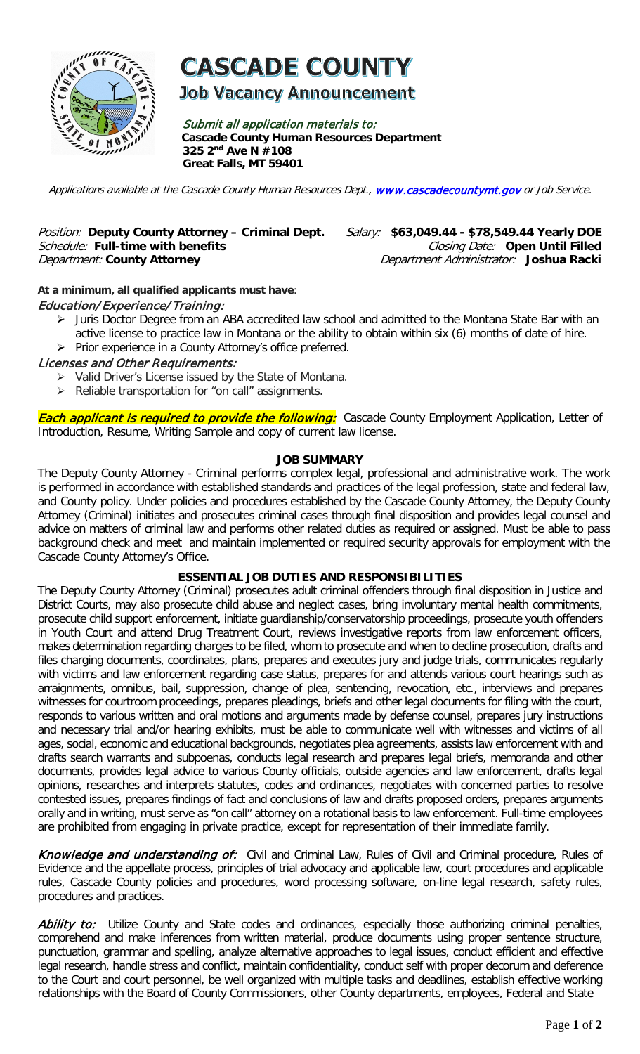# CASCADE COUNTY

## Job Vacancy Announcement

*Submit all application materials to:*
**Cascade County Human Resources Department**
**325 2nd Ave N #108**
**Great Falls, MT 59401**

*Applications available at the Cascade County Human Resources Dept., [www.cascadecountymt.gov](http://www.cascadecountymt.gov) or Job Service.*

*Position:* **Deputy County Attorney – Criminal Dept.**
*Salary:* **$63,049.44 - $78,549.44 Yearly DOE**
*Schedule:* **Full-time with benefits**
*Closing Date:* **Open Until Filled**
*Department:* **County Attorney**
*Department Administrator:* **Joshua Racki**

**At a minimum, all qualified applicants must have**:

***Education/ Experience/ Training:***

- Juris Doctor Degree from an ABA accredited law school and admitted to the Montana State Bar with an active license to practice law in Montana or the ability to obtain within six (6) months of date of hire.
- Prior experience in a County Attorney's office preferred.

***Licenses and Other Requirements:***

- Valid Driver's License issued by the State of Montana.
- Reliable transportation for "on call" assignments.

***Each applicant is required to provide the following:*** Cascade County Employment Application, Letter of Introduction, Resume, Writing Sample and copy of current law license.

### JOB SUMMARY

The Deputy County Attorney - Criminal performs complex legal, professional and administrative work. The work is performed in accordance with established standards and practices of the legal profession, state and federal law, and County policy. Under policies and procedures established by the Cascade County Attorney, the Deputy County Attorney (Criminal) initiates and prosecutes criminal cases through final disposition and provides legal counsel and advice on matters of criminal law and performs other related duties as required or assigned. Must be able to pass background check and meet and maintain implemented or required security approvals for employment with the Cascade County Attorney's Office.

### ESSENTIAL JOB DUTIES AND RESPONSIBILITIES

The Deputy County Attorney (Criminal) prosecutes adult criminal offenders through final disposition in Justice and District Courts, may also prosecute child abuse and neglect cases, bring involuntary mental health commitments, prosecute child support enforcement, initiate guardianship/conservatorship proceedings, prosecute youth offenders in Youth Court and attend Drug Treatment Court, reviews investigative reports from law enforcement officers, makes determination regarding charges to be filed, whom to prosecute and when to decline prosecution, drafts and files charging documents, coordinates, plans, prepares and executes jury and judge trials, communicates regularly with victims and law enforcement regarding case status, prepares for and attends various court hearings such as arraignments, omnibus, bail, suppression, change of plea, sentencing, revocation, etc., interviews and prepares witnesses for courtroom proceedings, prepares pleadings, briefs and other legal documents for filing with the court, responds to various written and oral motions and arguments made by defense counsel, prepares jury instructions and necessary trial and/or hearing exhibits, must be able to communicate well with witnesses and victims of all ages, social, economic and educational backgrounds, negotiates plea agreements, assists law enforcement with and drafts search warrants and subpoenas, conducts legal research and prepares legal briefs, memoranda and other documents, provides legal advice to various County officials, outside agencies and law enforcement, drafts legal opinions, researches and interprets statutes, codes and ordinances, negotiates with concerned parties to resolve contested issues, prepares findings of fact and conclusions of law and drafts proposed orders, prepares arguments orally and in writing, must serve as "on call" attorney on a rotational basis to law enforcement. Full-time employees are prohibited from engaging in private practice, except for representation of their immediate family.

***Knowledge and understanding of:*** Civil and Criminal Law, Rules of Civil and Criminal procedure, Rules of Evidence and the appellate process, principles of trial advocacy and applicable law, court procedures and applicable rules, Cascade County policies and procedures, word processing software, on-line legal research, safety rules, procedures and practices.

***Ability to:*** Utilize County and State codes and ordinances, especially those authorizing criminal penalties, comprehend and make inferences from written material, produce documents using proper sentence structure, punctuation, grammar and spelling, analyze alternative approaches to legal issues, conduct efficient and effective legal research, handle stress and conflict, maintain confidentiality, conduct self with proper decorum and deference to the Court and court personnel, be well organized with multiple tasks and deadlines, establish effective working relationships with the Board of County Commissioners, other County departments, employees, Federal and State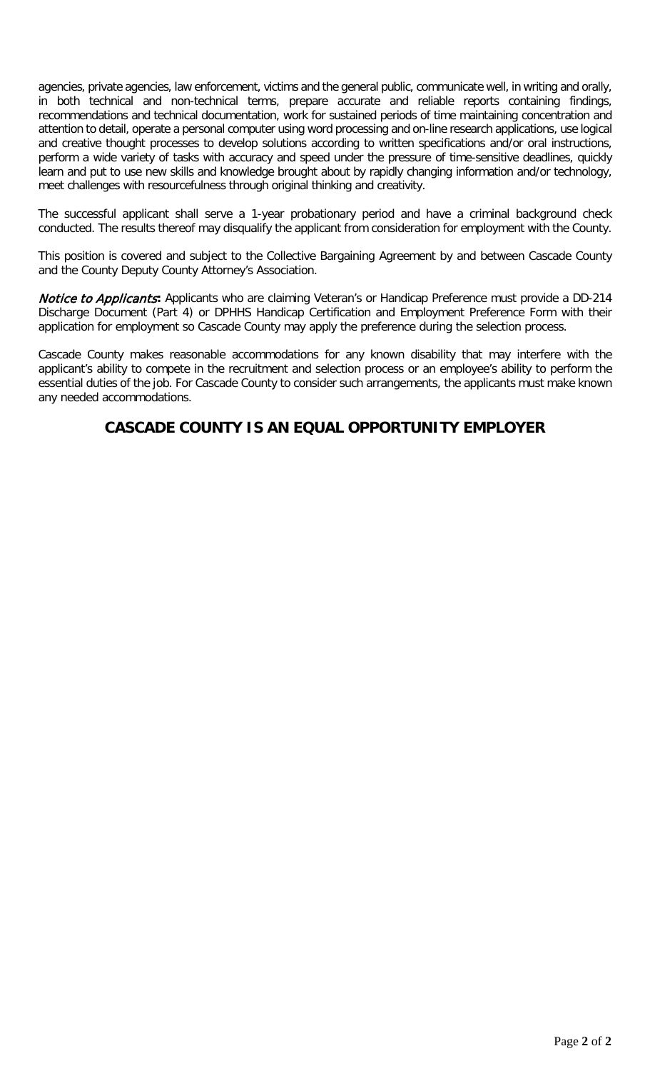agencies, private agencies, law enforcement, victims and the general public, communicate well, in writing and orally, in both technical and non-technical terms, prepare accurate and reliable reports containing findings, recommendations and technical documentation, work for sustained periods of time maintaining concentration and attention to detail, operate a personal computer using word processing and on-line research applications, use logical and creative thought processes to develop solutions according to written specifications and/or oral instructions, perform a wide variety of tasks with accuracy and speed under the pressure of time-sensitive deadlines, quickly learn and put to use new skills and knowledge brought about by rapidly changing information and/or technology, meet challenges with resourcefulness through original thinking and creativity.

The successful applicant shall serve a 1-year probationary period and have a criminal background check conducted. The results thereof may disqualify the applicant from consideration for employment with the County.

This position is covered and subject to the Collective Bargaining Agreement by and between Cascade County and the County Deputy County Attorney's Association.

***Notice to Applicants*:** Applicants who are claiming Veteran's or Handicap Preference must provide a DD-214 Discharge Document (Part 4) or DPHHS Handicap Certification and Employment Preference Form with their application for employment so Cascade County may apply the preference during the selection process.

Cascade County makes reasonable accommodations for any known disability that may interfere with the applicant's ability to compete in the recruitment and selection process or an employee's ability to perform the essential duties of the job. For Cascade County to consider such arrangements, the applicants must make known any needed accommodations.

**CASCADE COUNTY IS AN EQUAL OPPORTUNITY EMPLOYER**